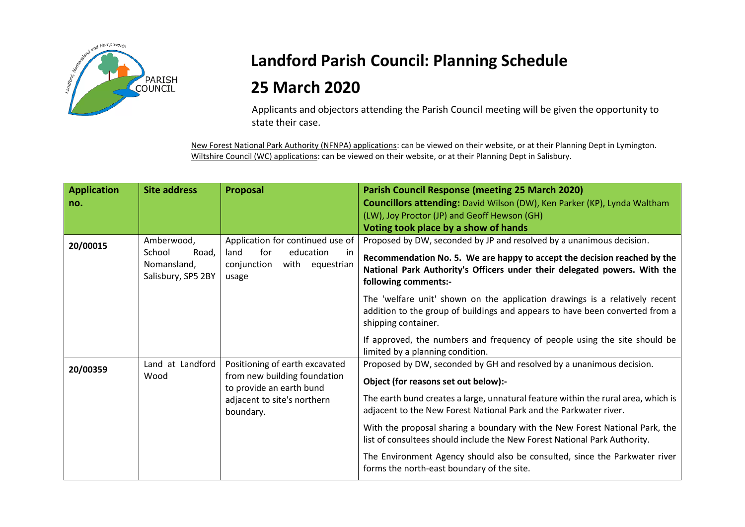# Landford Parish Council: Planning Schedule

# 25 March 2020

Applicants and objectors attending the Parish Council meeting will be given the opportunity to state their case.

New Forest National Park Authority (NFNPA) applications: can be viewed on their website, or at their Planning Dept in Lymington.
Wiltshire Council (WC) applications: can be viewed on their website, or at their Planning Dept in Salisbury.

| Application no. | Site address | Proposal | Parish Council Response (meeting 25 March 2020) **Councillors attending:** David Wilson (DW), Ken Parker (KP), Lynda Waltham (LW), Joy Proctor (JP) and Geoff Hewson (GH) **Voting took place by a show of hands** |
|---|---|---|---|
| **20/00015** | Amberwood, School Road, Nomansland, Salisbury, SP5 2BY | Application for continued use of land for education in conjunction with equestrian usage | Proposed by DW, seconded by JP and resolved by a unanimous decision. **Recommendation No. 5. We are happy to accept the decision reached by the National Park Authority's Officers under their delegated powers. With the following comments:-** The 'welfare unit' shown on the application drawings is a relatively recent addition to the group of buildings and appears to have been converted from a shipping container. If approved, the numbers and frequency of people using the site should be limited by a planning condition. |
| **20/00359** | Land at Landford Wood | Positioning of earth excavated from new building foundation to provide an earth bund adjacent to site's northern boundary. | Proposed by DW, seconded by GH and resolved by a unanimous decision. **Object (for reasons set out below):-** The earth bund creates a large, unnatural feature within the rural area, which is adjacent to the New Forest National Park and the Parkwater river. With the proposal sharing a boundary with the New Forest National Park, the list of consultees should include the New Forest National Park Authority. The Environment Agency should also be consulted, since the Parkwater river forms the north-east boundary of the site. |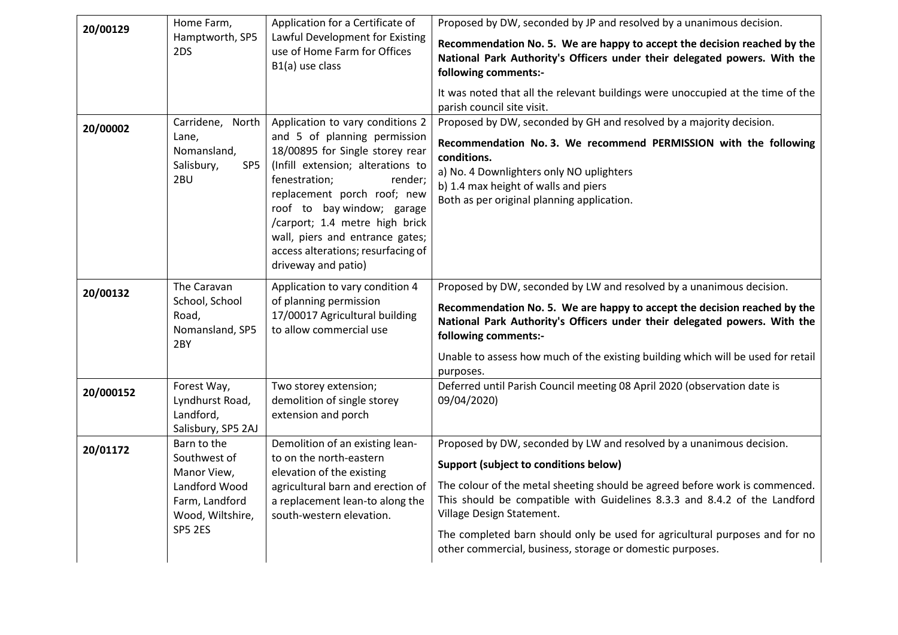| | | | |
|---|---|---|---|
| **20/00129** | Home Farm, Hamptworth, SP5 2DS | Application for a Certificate of Lawful Development for Existing use of Home Farm for Offices B1(a) use class | Proposed by DW, seconded by JP and resolved by a unanimous decision.<br>**Recommendation No. 5. We are happy to accept the decision reached by the National Park Authority's Officers under their delegated powers. With the following comments:-**<br>It was noted that all the relevant buildings were unoccupied at the time of the parish council site visit. |
| **20/00002** | Carridene, North Lane, Nomansland, Salisbury, SP5 2BU | Application to vary conditions 2 and 5 of planning permission 18/00895 for Single storey rear (Infill extension; alterations to fenestration; render; replacement porch roof; new roof to bay window; garage /carport; 1.4 metre high brick wall, piers and entrance gates; access alterations; resurfacing of driveway and patio) | Proposed by DW, seconded by GH and resolved by a majority decision.<br>**Recommendation No. 3. We recommend PERMISSION with the following conditions.**<br>a) No. 4 Downlighters only NO uplighters<br>b) 1.4 max height of walls and piers<br>Both as per original planning application. |
| **20/00132** | The Caravan School, School Road, Nomansland, SP5 2BY | Application to vary condition 4 of planning permission 17/00017 Agricultural building to allow commercial use | Proposed by DW, seconded by LW and resolved by a unanimous decision.<br>**Recommendation No. 5. We are happy to accept the decision reached by the National Park Authority's Officers under their delegated powers. With the following comments:-**<br>Unable to assess how much of the existing building which will be used for retail purposes. |
| **20/000152** | Forest Way, Lyndhurst Road, Landford, Salisbury, SP5 2AJ | Two storey extension; demolition of single storey extension and porch | Deferred until Parish Council meeting 08 April 2020 (observation date is 09/04/2020) |
| **20/01172** | Barn to the Southwest of Manor View, Landford Wood Farm, Landford Wood, Wiltshire, SP5 2ES | Demolition of an existing lean-to on the north-eastern elevation of the existing agricultural barn and erection of a replacement lean-to along the south-western elevation. | Proposed by DW, seconded by LW and resolved by a unanimous decision.<br>**Support (subject to conditions below)**<br>The colour of the metal sheeting should be agreed before work is commenced. This should be compatible with Guidelines 8.3.3 and 8.4.2 of the Landford Village Design Statement.<br>The completed barn should only be used for agricultural purposes and for no other commercial, business, storage or domestic purposes. |